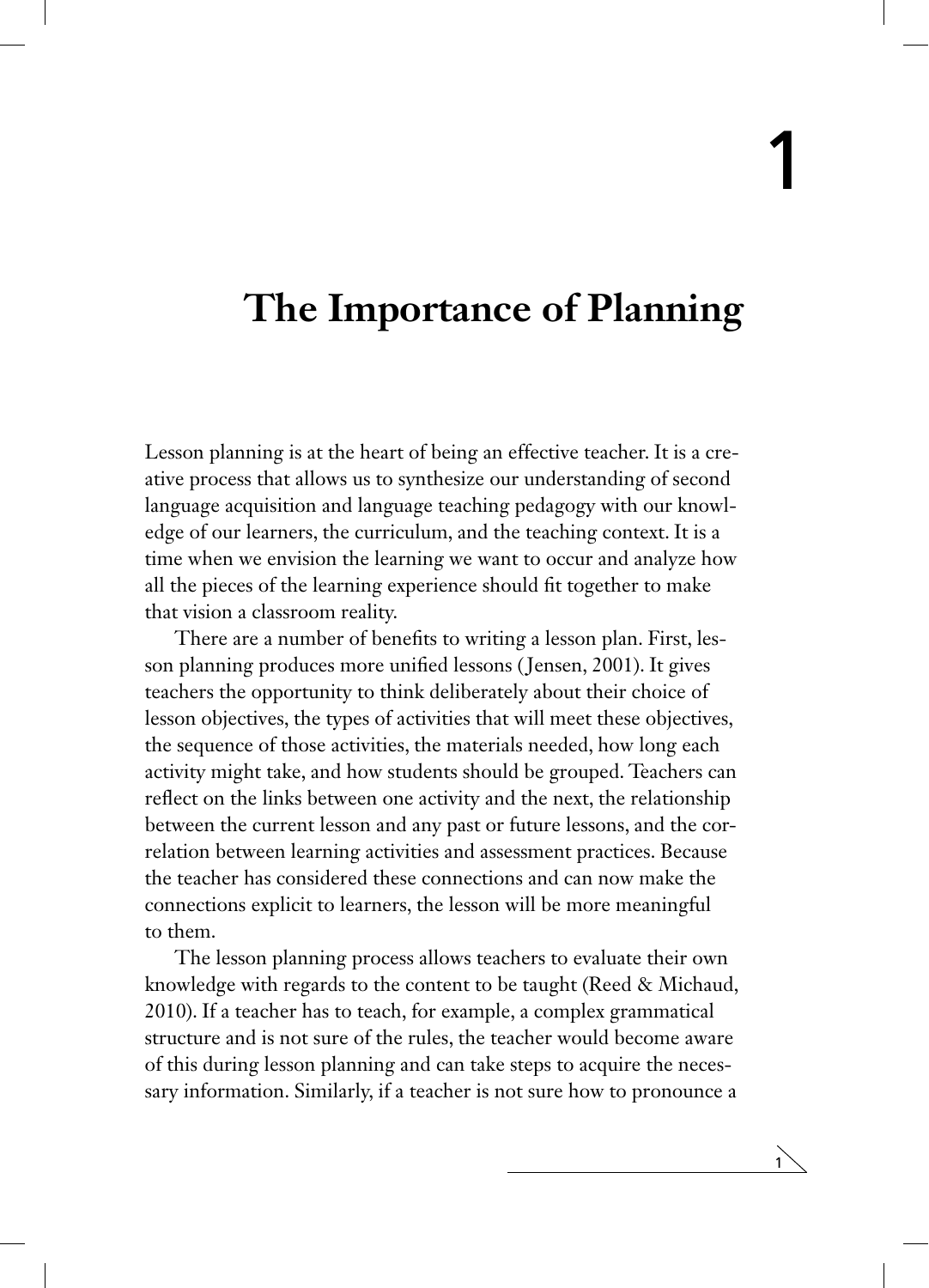# 1

# The Importance of Planning

Lesson planning is at the heart of being an effective teacher. It is a creative process that allows us to synthesize our understanding of second language acquisition and language teaching pedagogy with our knowledge of our learners, the curriculum, and the teaching context. It is a time when we envision the learning we want to occur and analyze how all the pieces of the learning experience should fit together to make that vision a classroom reality.

There are a number of benefits to writing a lesson plan. First, lesson planning produces more unified lessons (Jensen, 2001). It gives teachers the opportunity to think deliberately about their choice of lesson objectives, the types of activities that will meet these objectives, the sequence of those activities, the materials needed, how long each activity might take, and how students should be grouped. Teachers can reflect on the links between one activity and the next, the relationship between the current lesson and any past or future lessons, and the correlation between learning activities and assessment practices. Because the teacher has considered these connections and can now make the connections explicit to learners, the lesson will be more meaningful to them.

The lesson planning process allows teachers to evaluate their own knowledge with regards to the content to be taught (Reed & Michaud, 2010). If a teacher has to teach, for example, a complex grammatical structure and is not sure of the rules, the teacher would become aware of this during lesson planning and can take steps to acquire the necessary information. Similarly, if a teacher is not sure how to pronounce a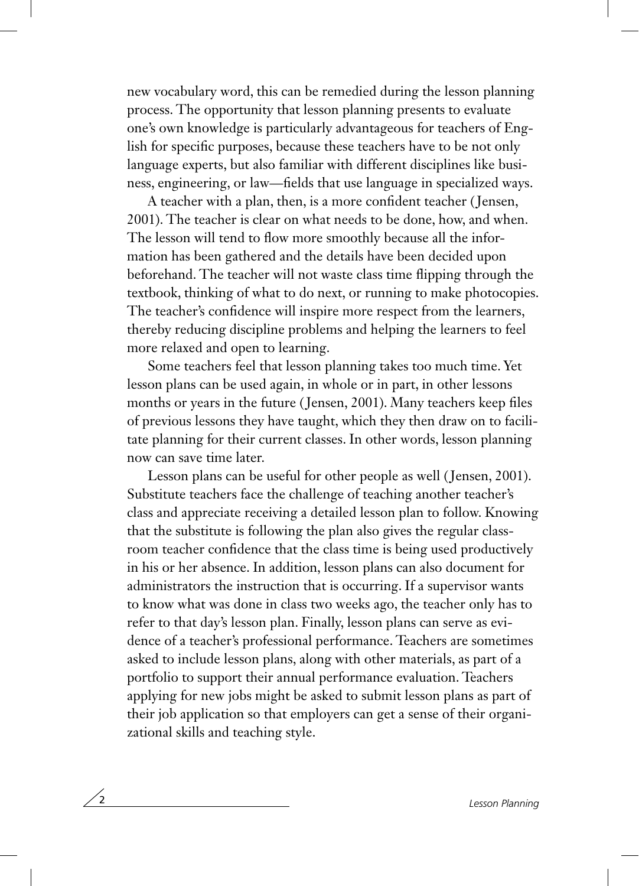new vocabulary word, this can be remedied during the lesson planning process. The opportunity that lesson planning presents to evaluate one's own knowledge is particularly advantageous for teachers of English for specific purposes, because these teachers have to be not only language experts, but also familiar with different disciplines like business, engineering, or law—fields that use language in specialized ways.

A teacher with a plan, then, is a more confident teacher (Jensen, 2001). The teacher is clear on what needs to be done, how, and when. The lesson will tend to flow more smoothly because all the information has been gathered and the details have been decided upon beforehand. The teacher will not waste class time flipping through the textbook, thinking of what to do next, or running to make photocopies. The teacher's confidence will inspire more respect from the learners, thereby reducing discipline problems and helping the learners to feel more relaxed and open to learning.

Some teachers feel that lesson planning takes too much time. Yet lesson plans can be used again, in whole or in part, in other lessons months or years in the future (Jensen, 2001). Many teachers keep files of previous lessons they have taught, which they then draw on to facilitate planning for their current classes. In other words, lesson planning now can save time later.

Lesson plans can be useful for other people as well (Jensen, 2001). Substitute teachers face the challenge of teaching another teacher's class and appreciate receiving a detailed lesson plan to follow. Knowing that the substitute is following the plan also gives the regular classroom teacher confidence that the class time is being used productively in his or her absence. In addition, lesson plans can also document for administrators the instruction that is occurring. If a supervisor wants to know what was done in class two weeks ago, the teacher only has to refer to that day's lesson plan. Finally, lesson plans can serve as evidence of a teacher's professional performance. Teachers are sometimes asked to include lesson plans, along with other materials, as part of a portfolio to support their annual performance evaluation. Teachers applying for new jobs might be asked to submit lesson plans as part of their job application so that employers can get a sense of their organizational skills and teaching style.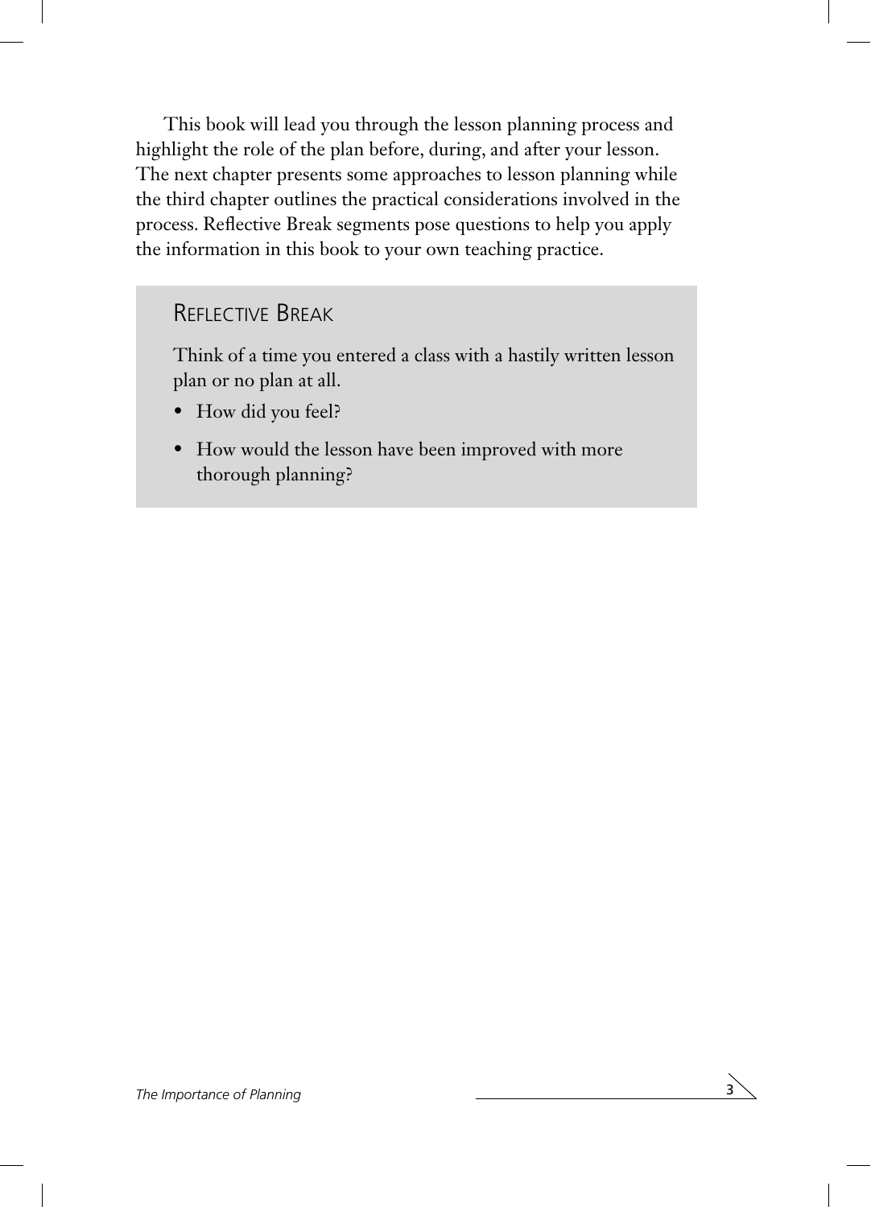This book will lead you through the lesson planning process and highlight the role of the plan before, during, and after your lesson. The next chapter presents some approaches to lesson planning while the third chapter outlines the practical considerations involved in the process. Reflective Break segments pose questions to help you apply the information in this book to your own teaching practice.

### Reflective Break

Think of a time you entered a class with a hastily written lesson plan or no plan at all.

- How did you feel?
- How would the lesson have been improved with more thorough planning?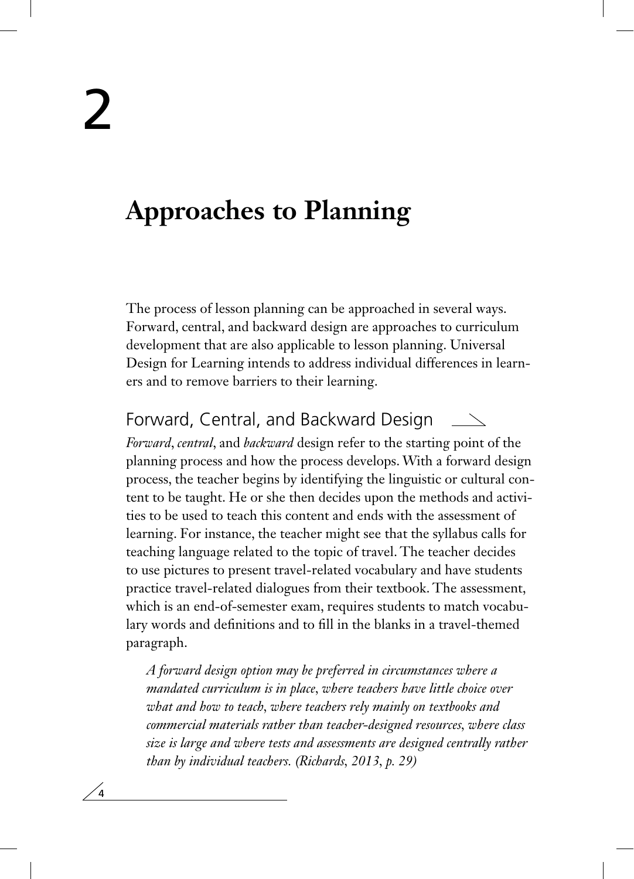# 2

# Approaches to Planning

The process of lesson planning can be approached in several ways. Forward, central, and backward design are approaches to curriculum development that are also applicable to lesson planning. Universal Design for Learning intends to address individual differences in learners and to remove barriers to their learning.

## Forward, Central, and Backward Design

*Forward*, *central*, and *backward* design refer to the starting point of the planning process and how the process develops. With a forward design process, the teacher begins by identifying the linguistic or cultural content to be taught. He or she then decides upon the methods and activities to be used to teach this content and ends with the assessment of learning. For instance, the teacher might see that the syllabus calls for teaching language related to the topic of travel. The teacher decides to use pictures to present travel-related vocabulary and have students practice travel-related dialogues from their textbook. The assessment, which is an end-of-semester exam, requires students to match vocabulary words and definitions and to fill in the blanks in a travel-themed paragraph.

> *A forward design option may be preferred in circumstances where a mandated curriculum is in place, where teachers have little choice over what and how to teach, where teachers rely mainly on textbooks and commercial materials rather than teacher-designed resources, where class size is large and where tests and assessments are designed centrally rather than by individual teachers. (Richards, 2013, p. 29)*